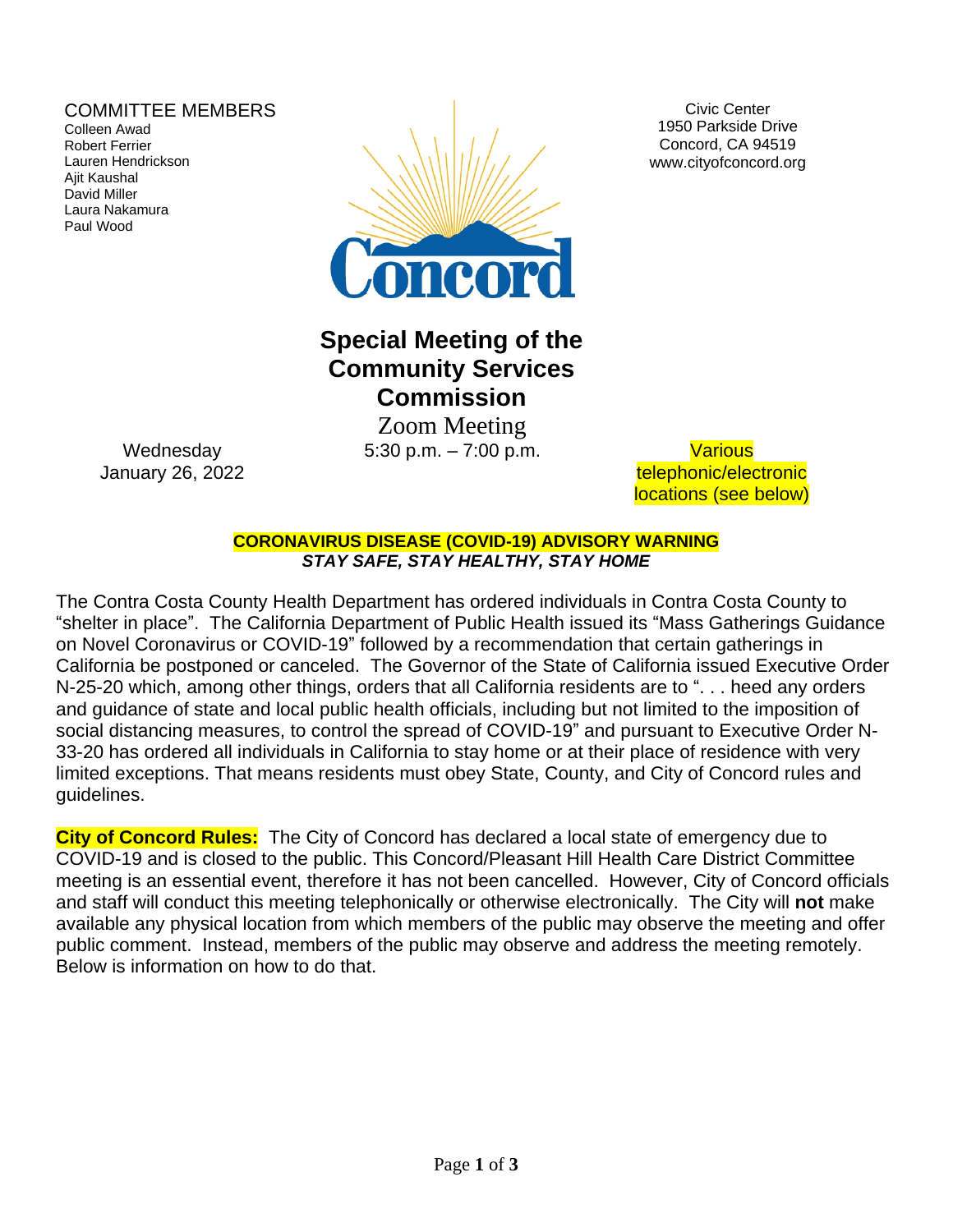COMMITTEE MEMBERS

Colleen Awad
Robert Ferrier
Lauren Hendrickson
Ajit Kaushal
David Miller
Laura Nakamura
Paul Wood

Civic Center
1950 Parkside Drive
Concord, CA 94519
www.cityofconcord.org

# Special Meeting of the Community Services Commission

Zoom Meeting

Wednesday
January 26, 2022

5:30 p.m. – 7:00 p.m.

Various telephonic/electronic locations (see below)

**CORONAVIRUS DISEASE (COVID-19) ADVISORY WARNING**
***STAY SAFE, STAY HEALTHY, STAY HOME***

The Contra Costa County Health Department has ordered individuals in Contra Costa County to "shelter in place". The California Department of Public Health issued its "Mass Gatherings Guidance on Novel Coronavirus or COVID-19" followed by a recommendation that certain gatherings in California be postponed or canceled. The Governor of the State of California issued Executive Order N-25-20 which, among other things, orders that all California residents are to ". . . heed any orders and guidance of state and local public health officials, including but not limited to the imposition of social distancing measures, to control the spread of COVID-19" and pursuant to Executive Order N-33-20 has ordered all individuals in California to stay home or at their place of residence with very limited exceptions. That means residents must obey State, County, and City of Concord rules and guidelines.

**City of Concord Rules:** The City of Concord has declared a local state of emergency due to COVID-19 and is closed to the public. This Concord/Pleasant Hill Health Care District Committee meeting is an essential event, therefore it has not been cancelled. However, City of Concord officials and staff will conduct this meeting telephonically or otherwise electronically. The City will **not** make available any physical location from which members of the public may observe the meeting and offer public comment. Instead, members of the public may observe and address the meeting remotely. Below is information on how to do that.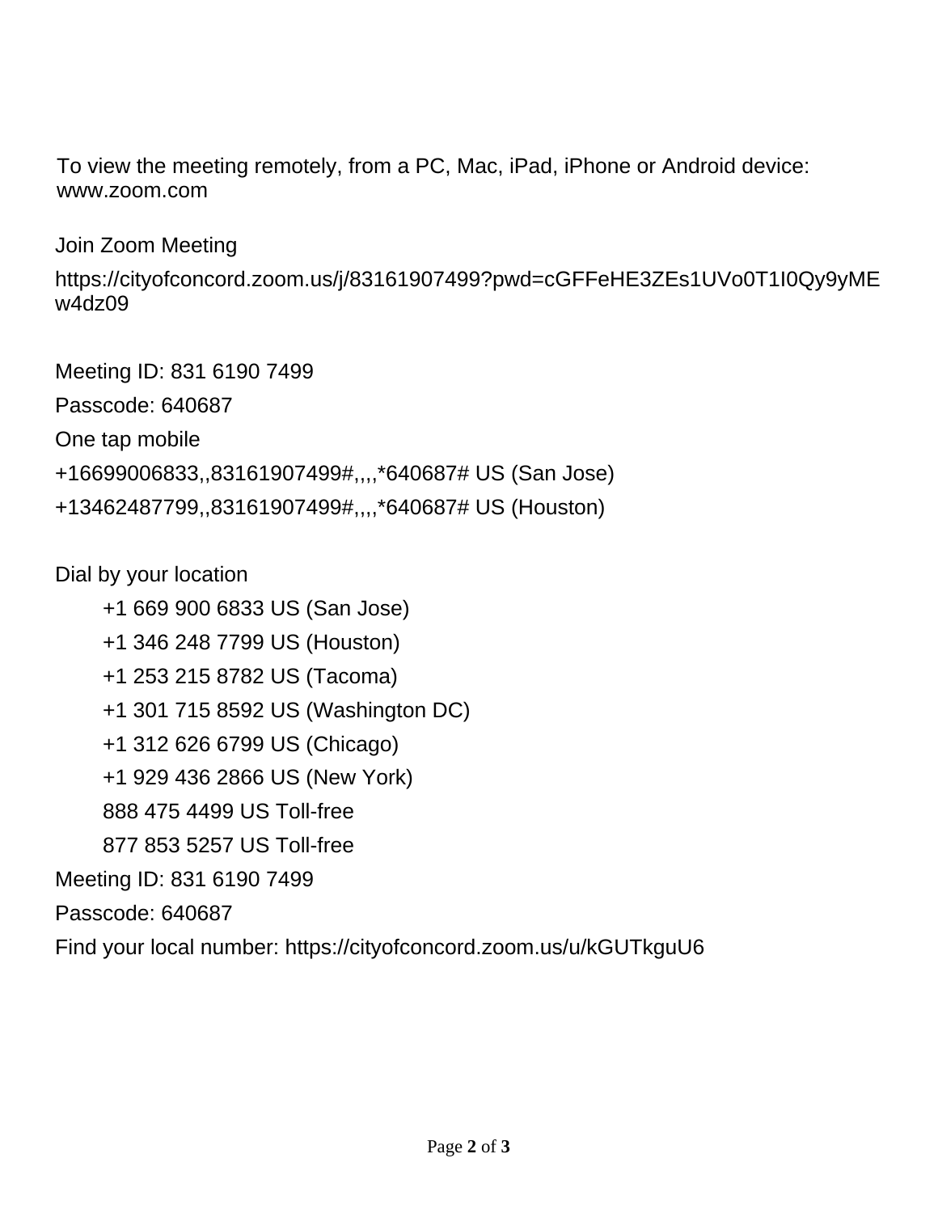To view the meeting remotely, from a PC, Mac, iPad, iPhone or Android device: www.zoom.com

Join Zoom Meeting

https://cityofconcord.zoom.us/j/83161907499?pwd=cGFFeHE3ZEs1UVo0T1I0Qy9yMEw4dz09

Meeting ID: 831 6190 7499

Passcode: 640687

One tap mobile

+16699006833,,83161907499#,,,,*640687# US (San Jose)

+13462487799,,83161907499#,,,,*640687# US (Houston)

Dial by your location

- +1 669 900 6833 US (San Jose)
- +1 346 248 7799 US (Houston)
- +1 253 215 8782 US (Tacoma)
- +1 301 715 8592 US (Washington DC)
- +1 312 626 6799 US (Chicago)
- +1 929 436 2866 US (New York)
- 888 475 4499 US Toll-free
- 877 853 5257 US Toll-free

Meeting ID: 831 6190 7499

Passcode: 640687

Find your local number: https://cityofconcord.zoom.us/u/kGUTkguU6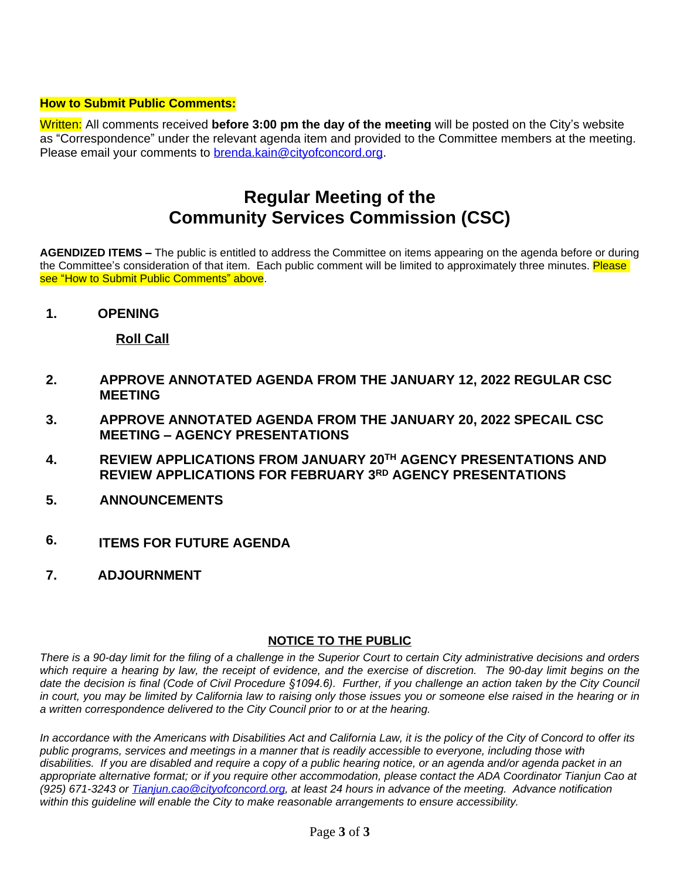**How to Submit Public Comments:**

Written: All comments received **before 3:00 pm the day of the meeting** will be posted on the City's website as "Correspondence" under the relevant agenda item and provided to the Committee members at the meeting. Please email your comments to brenda.kain@cityofconcord.org.

# Regular Meeting of the Community Services Commission (CSC)

**AGENDIZED ITEMS –** The public is entitled to address the Committee on items appearing on the agenda before or during the Committee's consideration of that item. Each public comment will be limited to approximately three minutes. Please see "How to Submit Public Comments" above.

**1. OPENING**

**Roll Call**

**2. APPROVE ANNOTATED AGENDA FROM THE JANUARY 12, 2022 REGULAR CSC MEETING**

**3. APPROVE ANNOTATED AGENDA FROM THE JANUARY 20, 2022 SPECAIL CSC MEETING – AGENCY PRESENTATIONS**

**4. REVIEW APPLICATIONS FROM JANUARY 20TH AGENCY PRESENTATIONS AND REVIEW APPLICATIONS FOR FEBRUARY 3RD AGENCY PRESENTATIONS**

**5. ANNOUNCEMENTS**

**6. ITEMS FOR FUTURE AGENDA**

**7. ADJOURNMENT**

## NOTICE TO THE PUBLIC

*There is a 90-day limit for the filing of a challenge in the Superior Court to certain City administrative decisions and orders which require a hearing by law, the receipt of evidence, and the exercise of discretion. The 90-day limit begins on the date the decision is final (Code of Civil Procedure §1094.6). Further, if you challenge an action taken by the City Council in court, you may be limited by California law to raising only those issues you or someone else raised in the hearing or in a written correspondence delivered to the City Council prior to or at the hearing.*

*In accordance with the Americans with Disabilities Act and California Law, it is the policy of the City of Concord to offer its public programs, services and meetings in a manner that is readily accessible to everyone, including those with disabilities. If you are disabled and require a copy of a public hearing notice, or an agenda and/or agenda packet in an appropriate alternative format; or if you require other accommodation, please contact the ADA Coordinator Tianjun Cao at (925) 671-3243 or Tianjun.cao@cityofconcord.org, at least 24 hours in advance of the meeting. Advance notification within this guideline will enable the City to make reasonable arrangements to ensure accessibility.*